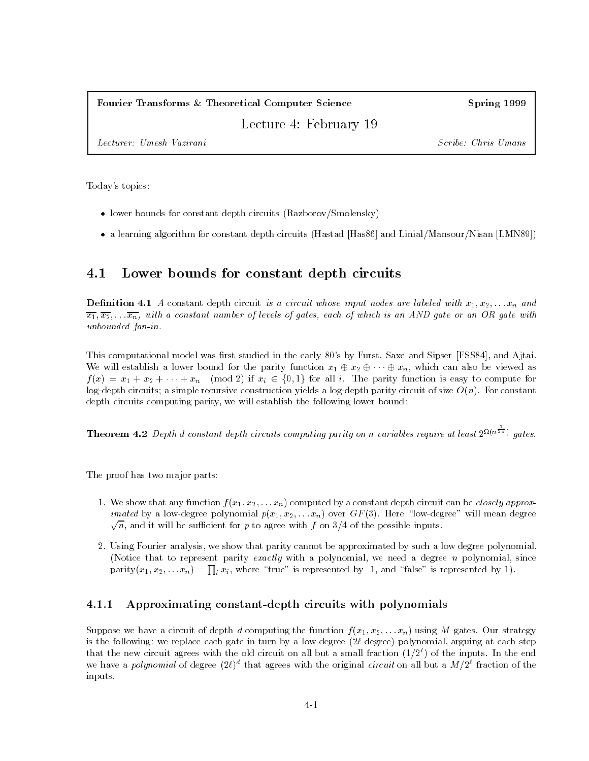**Fourier Transforms & Theoretical Computer Science** **Spring 1999**

# Lecture 4: February 19

*Lecturer: Umesh Vazirani* *Scribe: Chris Umans*

Today's topics:

- lower bounds for constant depth circuits (Razborov/Smolensky)
- a learning algorithm for constant depth circuits (Hastad [Has86] and Linial/Mansour/Nisan [LMN89])

## 4.1 Lower bounds for constant depth circuits

**Definition 4.1** *A* constant depth circuit *is a circuit whose input nodes are labeled with* $x_1, x_2, \ldots x_n$ *and* $\overline{x_1}, \overline{x_2}, \ldots \overline{x_n}$, *with a constant number of levels of gates, each of which is an AND gate or an OR gate with unbounded fan-in.*

This computational model was first studied in the early 80's by Furst, Saxe and Sipser [FSS84], and Ajtai. We will establish a lower bound for the parity function $x_1 \oplus x_2 \oplus \cdots \oplus x_n$, which can also be viewed as $f(x) = x_1 + x_2 + \cdots + x_n \pmod 2$ if $x_i \in \{0, 1\}$ for all $i$. The parity function is easy to compute for log-depth circuits; a simple recursive construction yields a log-depth parity circuit of size $O(n)$. For constant depth circuits computing parity, we will establish the following lower bound:

**Theorem 4.2** *Depth d constant depth circuits computing parity on n variables require at least* $2^{\Omega(n^{\frac{1}{2d}})}$ *gates.*

The proof has two major parts:

1. We show that any function $f(x_1, x_2, \ldots x_n)$ computed by a constant depth circuit can be *closely approximated* by a low-degree polynomial $p(x_1, x_2, \ldots x_n)$ over $GF(3)$. Here "low-degree" will mean degree $\sqrt{n}$, and it will be sufficient for $p$ to agree with $f$ on 3/4 of the possible inputs.
2. Using Fourier analysis, we show that parity cannot be approximated by such a low degree polynomial. (Notice that to represent parity *exactly* with a polynomial, we need a degree $n$ polynomial, since $\text{parity}(x_1, x_2, \ldots x_n) = \prod_i x_i$, where "true" is represented by -1, and "false" is represented by 1).

### 4.1.1 Approximating constant-depth circuits with polynomials

Suppose we have a circuit of depth $d$ computing the function $f(x_1, x_2, \ldots x_n)$ using $M$ gates. Our strategy is the following: we replace each gate in turn by a low-degree ($2\ell$-degree) polynomial, arguing at each step that the new circuit agrees with the old circuit on all but a small fraction ($1/2^\ell$) of the inputs. In the end we have a *polynomial* of degree $(2\ell)^d$ that agrees with the original *circuit* on all but a $M/2^\ell$ fraction of the inputs.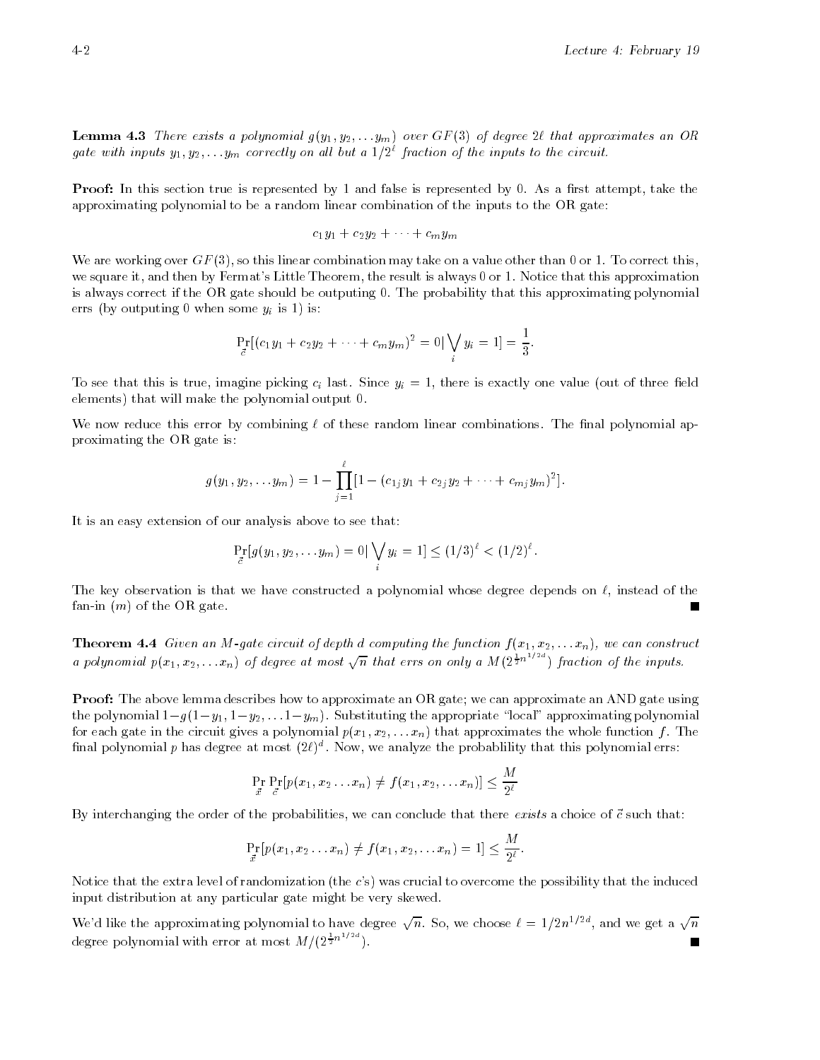**Lemma 4.3** *There exists a polynomial $g(y_1, y_2, \ldots y_m)$ over $GF(3)$ of degree $2\ell$ that approximates an OR gate with inputs $y_1, y_2, \ldots y_m$ correctly on all but a $1/2^\ell$ fraction of the inputs to the circuit.*

**Proof:** In this section true is represented by 1 and false is represented by 0. As a first attempt, take the approximating polynomial to be a random linear combination of the inputs to the OR gate:

$$c_1 y_1 + c_2 y_2 + \cdots + c_m y_m$$

We are working over $GF(3)$, so this linear combination may take on a value other than 0 or 1. To correct this, we square it, and then by Fermat's Little Theorem, the result is always 0 or 1. Notice that this approximation is always correct if the OR gate should be outputing 0. The probability that this approximating polynomial errs (by outputing 0 when some $y_i$ is 1) is:

$$\Pr_{\vec{c}}[(c_1 y_1 + c_2 y_2 + \cdots + c_m y_m)^2 = 0 | \bigvee_i y_i = 1] = \frac{1}{3}.$$

To see that this is true, imagine picking $c_i$ last. Since $y_i = 1$, there is exactly one value (out of three field elements) that will make the polynomial output 0.

We now reduce this error by combining $\ell$ of these random linear combinations. The final polynomial approximating the OR gate is:

$$g(y_1, y_2, \ldots y_m) = 1 - \prod_{j=1}^{\ell} [1 - (c_{1j} y_1 + c_{2j} y_2 + \cdots + c_{mj} y_m)^2].$$

It is an easy extension of our analysis above to see that:

$$\Pr_{\vec{c}}[g(y_1, y_2, \ldots y_m) = 0 | \bigvee_i y_i = 1] \leq (1/3)^\ell < (1/2)^\ell.$$

The key observation is that we have constructed a polynomial whose degree depends on $\ell$, instead of the fan-in ($m$) of the OR gate. ∎

**Theorem 4.4** *Given an $M$-gate circuit of depth $d$ computing the function $f(x_1, x_2, \ldots x_n)$, we can construct a polynomial $p(x_1, x_2, \ldots x_n)$ of degree at most $\sqrt{n}$ that errs on only a $M(2^{\frac{1}{2}n^{1/2d}})$ fraction of the inputs.*

**Proof:** The above lemma describes how to approximate an OR gate; we can approximate an AND gate using the polynomial $1 - g(1-y_1, 1-y_2, \ldots 1-y_m)$. Substituting the appropriate "local" approximating polynomial for each gate in the circuit gives a polynomial $p(x_1, x_2, \ldots x_n)$ that approximates the whole function $f$. The final polynomial $p$ has degree at most $(2\ell)^d$. Now, we analyze the probablility that this polynomial errs:

$$\Pr_{\vec{x}} \Pr_{\vec{c}}[p(x_1, x_2 \ldots x_n) \neq f(x_1, x_2, \ldots x_n)] \leq \frac{M}{2^\ell}$$

By interchanging the order of the probabilities, we can conclude that there *exists* a choice of $\vec{c}$ such that:

$$\Pr_{\vec{x}}[p(x_1, x_2 \ldots x_n) \neq f(x_1, x_2, \ldots x_n) = 1] \leq \frac{M}{2^\ell}.$$

Notice that the extra level of randomization (the $c$'s) was crucial to overcome the possibility that the induced input distribution at any particular gate might be very skewed.

We'd like the approximating polynomial to have degree $\sqrt{n}$. So, we choose $\ell = 1/2n^{1/2d}$, and we get a $\sqrt{n}$ degree polynomial with error at most $M/(2^{\frac{1}{2}n^{1/2d}})$. ∎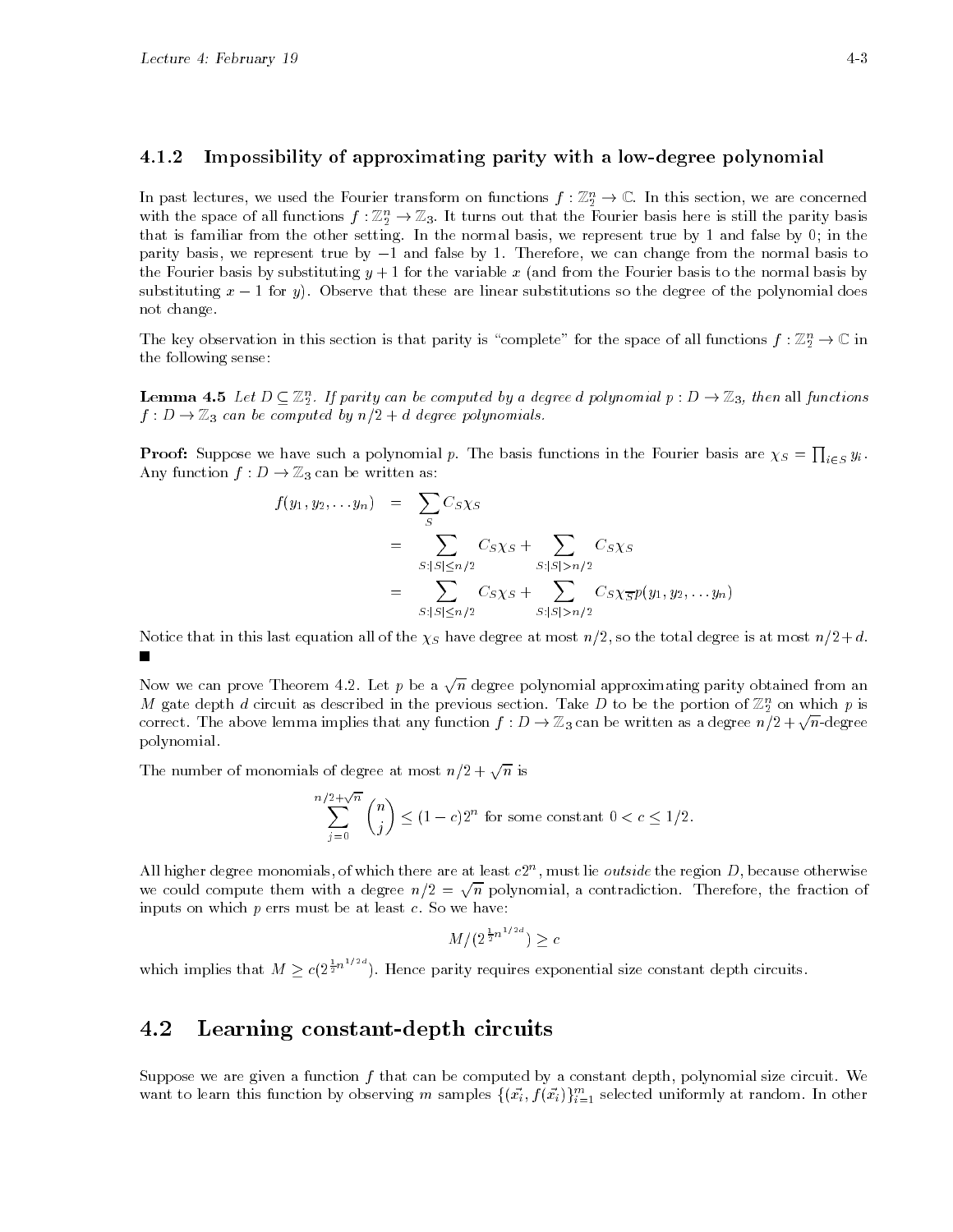### 4.1.2 Impossibility of approximating parity with a low-degree polynomial

In past lectures, we used the Fourier transform on functions $f : \mathbb{Z}_2^n \to \mathbb{C}$. In this section, we are concerned with the space of all functions $f : \mathbb{Z}_2^n \to \mathbb{Z}_3$. It turns out that the Fourier basis here is still the parity basis that is familiar from the other setting. In the normal basis, we represent true by 1 and false by 0; in the parity basis, we represent true by $-1$ and false by 1. Therefore, we can change from the normal basis to the Fourier basis by substituting $y + 1$ for the variable $x$ (and from the Fourier basis to the normal basis by substituting $x - 1$ for $y$). Observe that these are linear substitutions so the degree of the polynomial does not change.

The key observation in this section is that parity is "complete" for the space of all functions $f : \mathbb{Z}_2^n \to \mathbb{C}$ in the following sense:

**Lemma 4.5** *Let $D \subseteq \mathbb{Z}_2^n$. If parity can be computed by a degree $d$ polynomial $p : D \to \mathbb{Z}_3$, then* all *functions $f : D \to \mathbb{Z}_3$ can be computed by $n/2 + d$ degree polynomials.*

**Proof:** Suppose we have such a polynomial $p$. The basis functions in the Fourier basis are $\chi_S = \prod_{i \in S} y_i$. Any function $f : D \to \mathbb{Z}_3$ can be written as:

$$
\begin{aligned}
f(y_1, y_2, \ldots y_n) &= \sum_S C_S \chi_S \\
&= \sum_{S : |S| \leq n/2} C_S \chi_S + \sum_{S : |S| > n/2} C_S \chi_S \\
&= \sum_{S : |S| \leq n/2} C_S \chi_S + \sum_{S : |S| > n/2} C_S \chi_{\overline{S}} p(y_1, y_2, \ldots y_n)
\end{aligned}
$$

Notice that in this last equation all of the $\chi_S$ have degree at most $n/2$, so the total degree is at most $n/2 + d$. ∎

Now we can prove Theorem 4.2. Let $p$ be a $\sqrt{n}$ degree polynomial approximating parity obtained from an $M$ gate depth $d$ circuit as described in the previous section. Take $D$ to be the portion of $\mathbb{Z}_2^n$ on which $p$ is correct. The above lemma implies that any function $f : D \to \mathbb{Z}_3$ can be written as a degree $n/2 + \sqrt{n}$-degree polynomial.

The number of monomials of degree at most $n/2 + \sqrt{n}$ is

$$
\sum_{j=0}^{n/2+\sqrt{n}} \binom{n}{j} \leq (1 - c)2^n \text{ for some constant } 0 < c \leq 1/2.
$$

All higher degree monomials, of which there are at least $c2^n$, must lie *outside* the region $D$, because otherwise we could compute them with a degree $n/2 = \sqrt{n}$ polynomial, a contradiction. Therefore, the fraction of inputs on which $p$ errs must be at least $c$. So we have:

$$
M/(2^{\frac{1}{2}n^{1/2d}}) \geq c
$$

which implies that $M \geq c(2^{\frac{1}{2}n^{1/2d}})$. Hence parity requires exponential size constant depth circuits.

## 4.2 Learning constant-depth circuits

Suppose we are given a function $f$ that can be computed by a constant depth, polynomial size circuit. We want to learn this function by observing $m$ samples $\{(\vec{x_i}, f(\vec{x_i})\}_{i=1}^m$ selected uniformly at random. In other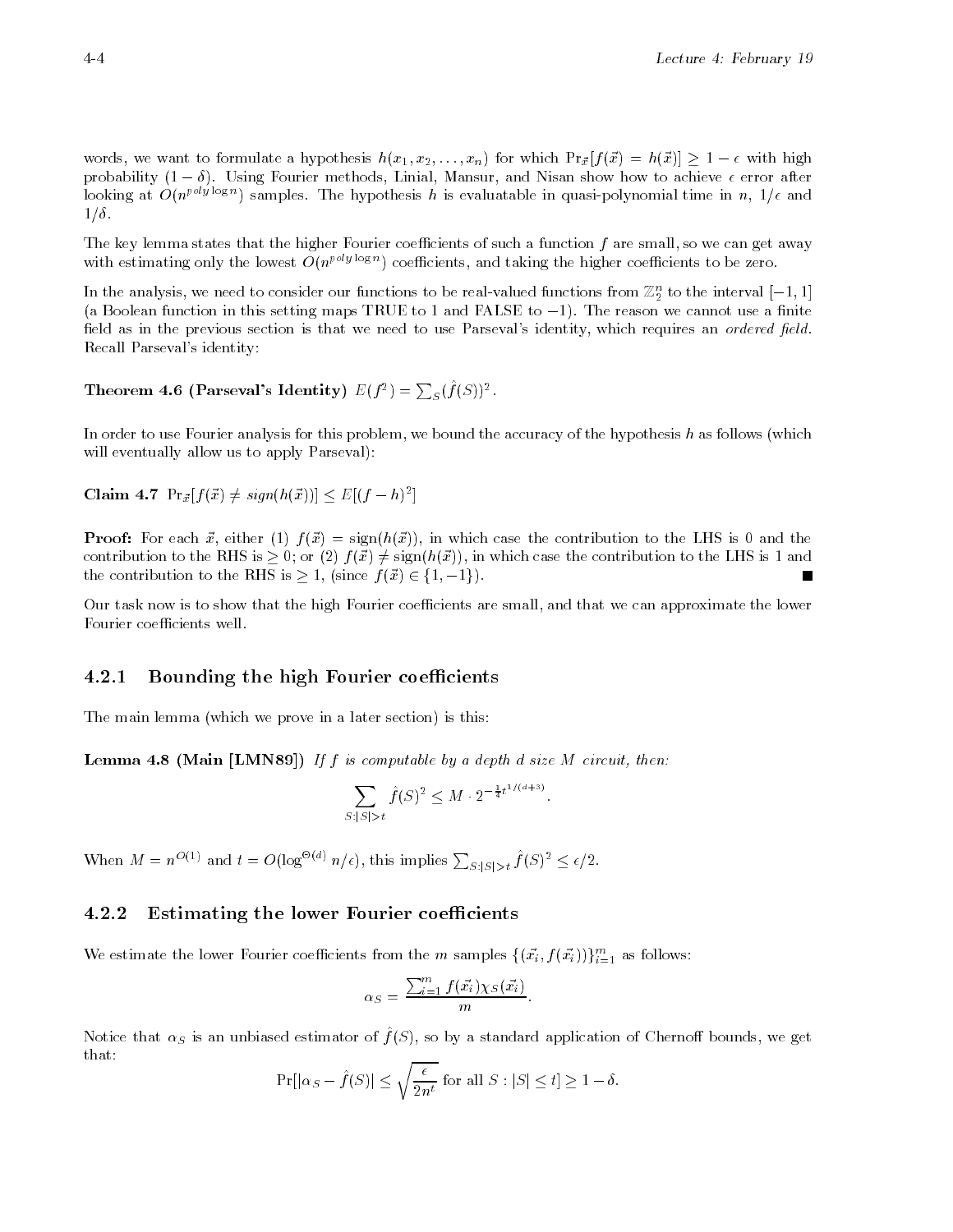words, we want to formulate a hypothesis $h(x_1, x_2, \ldots, x_n)$ for which $\Pr_{\vec{x}}[f(\vec{x}) = h(\vec{x})] \geq 1 - \epsilon$ with high probability $(1 - \delta)$. Using Fourier methods, Linial, Mansur, and Nisan show how to achieve $\epsilon$ error after looking at $O(n^{poly \log n})$ samples. The hypothesis $h$ is evaluatable in quasi-polynomial time in $n$, $1/\epsilon$ and $1/\delta$.

The key lemma states that the higher Fourier coefficients of such a function $f$ are small, so we can get away with estimating only the lowest $O(n^{poly \log n})$ coefficients, and taking the higher coefficients to be zero.

In the analysis, we need to consider our functions to be real-valued functions from $\mathbb{Z}_2^n$ to the interval $[-1, 1]$ (a Boolean function in this setting maps TRUE to 1 and FALSE to $-1$). The reason we cannot use a finite field as in the previous section is that we need to use Parseval's identity, which requires an *ordered field*. Recall Parseval's identity:

**Theorem 4.6 (Parseval's Identity)** $E(f^2) = \sum_S (\hat{f}(S))^2$.

In order to use Fourier analysis for this problem, we bound the accuracy of the hypothesis $h$ as follows (which will eventually allow us to apply Parseval):

**Claim 4.7** $\Pr_{\vec{x}}[f(\vec{x}) \neq sign(h(\vec{x}))] \leq E[(f - h)^2]$

**Proof:** For each $\vec{x}$, either (1) $f(\vec{x}) = \text{sign}(h(\vec{x}))$, in which case the contribution to the LHS is 0 and the contribution to the RHS is $\geq 0$; or (2) $f(\vec{x}) \neq \text{sign}(h(\vec{x}))$, in which case the contribution to the LHS is 1 and the contribution to the RHS is $\geq 1$, (since $f(\vec{x}) \in \{1, -1\}$). ∎

Our task now is to show that the high Fourier coefficients are small, and that we can approximate the lower Fourier coefficients well.

### 4.2.1 Bounding the high Fourier coefficients

The main lemma (which we prove in a later section) is this:

**Lemma 4.8 (Main [LMN89])** *If $f$ is computable by a depth $d$ size $M$ circuit, then:*

$$\sum_{S:|S|>t} \hat{f}(S)^2 \leq M \cdot 2^{-\frac{1}{4}t^{1/(d+3)}}.$$

When $M = n^{O(1)}$ and $t = O(\log^{\Theta(d)} n/\epsilon)$, this implies $\sum_{S:|S|>t} \hat{f}(S)^2 \leq \epsilon/2$.

### 4.2.2 Estimating the lower Fourier coefficients

We estimate the lower Fourier coefficients from the $m$ samples $\{(\vec{x_i}, f(\vec{x_i}))\}_{i=1}^m$ as follows:

$$\alpha_S = \frac{\sum_{i=1}^m f(\vec{x_i}) \chi_S(\vec{x_i})}{m}.$$

Notice that $\alpha_S$ is an unbiased estimator of $\hat{f}(S)$, so by a standard application of Chernoff bounds, we get that:

$$\Pr[|\alpha_S - \hat{f}(S)| \leq \sqrt{\frac{\epsilon}{2n^t}} \text{ for all } S : |S| \leq t] \geq 1 - \delta.$$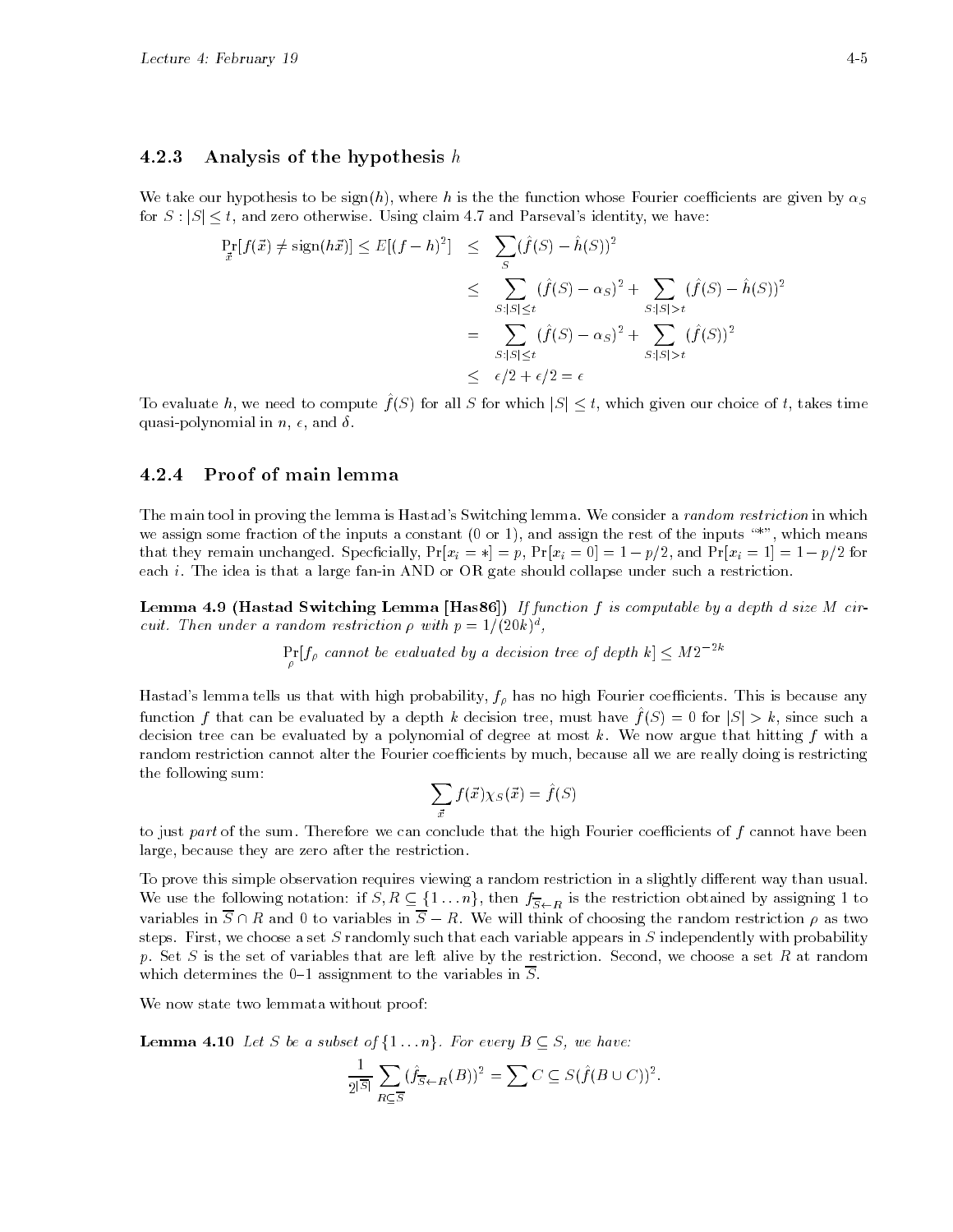### 4.2.3 Analysis of the hypothesis $h$

We take our hypothesis to be sign($h$), where $h$ is the the function whose Fourier coefficients are given by $\alpha_S$ for $S : |S| \leq t$, and zero otherwise. Using claim 4.7 and Parseval's identity, we have:

$$
\begin{aligned}
\Pr_{\vec{x}}[f(\vec{x}) \neq \text{sign}(h\vec{x})] \leq E[(f-h)^2] &\leq \sum_S (\hat{f}(S) - \hat{h}(S))^2 \\
&\leq \sum_{S:|S|\leq t} (\hat{f}(S) - \alpha_S)^2 + \sum_{S:|S|>t} (\hat{f}(S) - \hat{h}(S))^2 \\
&= \sum_{S:|S|\leq t} (\hat{f}(S) - \alpha_S)^2 + \sum_{S:|S|>t} (\hat{f}(S))^2 \\
&\leq \epsilon/2 + \epsilon/2 = \epsilon
\end{aligned}
$$

To evaluate $h$, we need to compute $\hat{f}(S)$ for all $S$ for which $|S| \leq t$, which given our choice of $t$, takes time quasi-polynomial in $n$, $\epsilon$, and $\delta$.

### 4.2.4 Proof of main lemma

The main tool in proving the lemma is Hastad's Switching lemma. We consider a *random restriction* in which we assign some fraction of the inputs a constant (0 or 1), and assign the rest of the inputs "*", which means that they remain unchanged. Specfically, $\Pr[x_i = *] = p$, $\Pr[x_i = 0] = 1 - p/2$, and $\Pr[x_i = 1] = 1 - p/2$ for each $i$. The idea is that a large fan-in AND or OR gate should collapse under such a restriction.

**Lemma 4.9 (Hastad Switching Lemma [Has86])** *If function $f$ is computable by a depth $d$ size $M$ circuit. Then under a random restriction $\rho$ with $p = 1/(20k)^d$,*

$$\Pr_{\rho}[f_\rho \text{ cannot be evaluated by a decision tree of depth } k] \leq M 2^{-2k}$$

Hastad's lemma tells us that with high probability, $f_\rho$ has no high Fourier coefficients. This is because any function $f$ that can be evaluated by a depth $k$ decision tree, must have $\hat{f}(S) = 0$ for $|S| > k$, since such a decision tree can be evaluated by a polynomial of degree at most $k$. We now argue that hitting $f$ with a random restriction cannot alter the Fourier coefficients by much, because all we are really doing is restricting the following sum:

$$\sum_{\vec{x}} f(\vec{x}) \chi_S(\vec{x}) = \hat{f}(S)$$

to just *part* of the sum. Therefore we can conclude that the high Fourier coefficients of $f$ cannot have been large, because they are zero after the restriction.

To prove this simple observation requires viewing a random restriction in a slightly different way than usual. We use the following notation: if $S, R \subseteq \{1 \ldots n\}$, then $f_{\overline{S} \leftarrow R}$ is the restriction obtained by assigning 1 to variables in $\overline{S} \cap R$ and 0 to variables in $\overline{S} - R$. We will think of choosing the random restriction $\rho$ as two steps. First, we choose a set $S$ randomly such that each variable appears in $S$ independently with probability $p$. Set $S$ is the set of variables that are left alive by the restriction. Second, we choose a set $R$ at random which determines the 0–1 assignment to the variables in $\overline{S}$.

We now state two lemmata without proof:

**Lemma 4.10** *Let $S$ be a subset of $\{1 \ldots n\}$. For every $B \subseteq S$, we have:*

$$\frac{1}{2^{|\overline{S}|}} \sum_{R \subseteq \overline{S}} (\hat{f}_{\overline{S} \leftarrow R}(B))^2 = \sum C \subseteq S(\hat{f}(B \cup C))^2.$$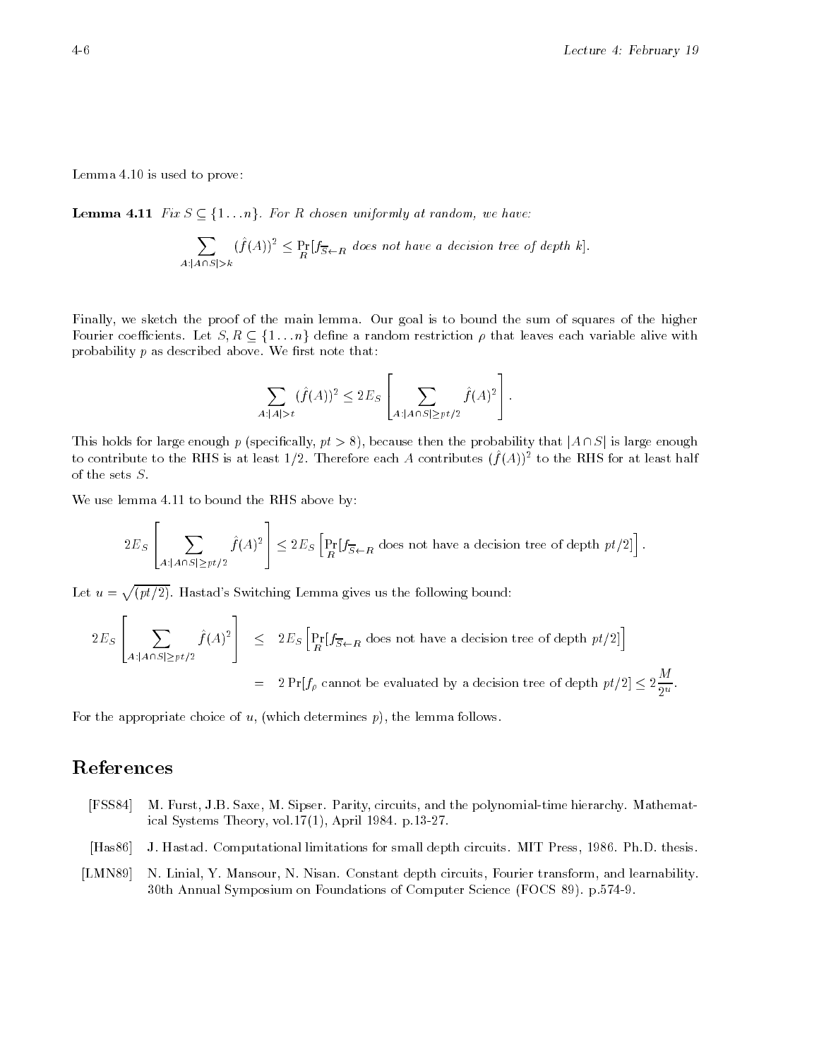Lemma 4.10 is used to prove:

**Lemma 4.11** *Fix $S \subseteq \{1 \ldots n\}$. For $R$ chosen uniformly at random, we have:*

$$\sum_{A:|A\cap S|>k} (\hat{f}(A))^2 \leq \Pr_R[f_{\overline{S}\leftarrow R} \text{ does not have a decision tree of depth } k].$$

Finally, we sketch the proof of the main lemma. Our goal is to bound the sum of squares of the higher Fourier coefficients. Let $S, R \subseteq \{1 \ldots n\}$ define a random restriction $\rho$ that leaves each variable alive with probability $p$ as described above. We first note that:

$$\sum_{A:|A|>t} (\hat{f}(A))^2 \leq 2E_S\left[\sum_{A:|A\cap S|\geq pt/2} \hat{f}(A)^2\right].$$

This holds for large enough $p$ (specifically, $pt > 8$), because then the probability that $|A \cap S|$ is large enough to contribute to the RHS is at least $1/2$. Therefore each $A$ contributes $(\hat{f}(A))^2$ to the RHS for at least half of the sets $S$.

We use lemma 4.11 to bound the RHS above by:

$$2E_S\left[\sum_{A:|A\cap S|\geq pt/2} \hat{f}(A)^2\right] \leq 2E_S\left[\Pr_R[f_{\overline{S}\leftarrow R} \text{ does not have a decision tree of depth } pt/2]\right].$$

Let $u = \sqrt{(pt/2)}$. Hastad's Switching Lemma gives us the following bound:

$$\begin{aligned}
2E_S\left[\sum_{A:|A\cap S|\geq pt/2} \hat{f}(A)^2\right] &\leq 2E_S\left[\Pr_R[f_{\overline{S}\leftarrow R} \text{ does not have a decision tree of depth } pt/2]\right] \\
&= 2\Pr[f_\rho \text{ cannot be evaluated by a decision tree of depth } pt/2] \leq 2\frac{M}{2^u}.
\end{aligned}$$

For the appropriate choice of $u$, (which determines $p$), the lemma follows.

# References

[FSS84] M. Furst, J.B. Saxe, M. Sipser. Parity, circuits, and the polynomial-time hierarchy. Mathematical Systems Theory, vol.17(1), April 1984. p.13-27.

[Has86] J. Hastad. Computational limitations for small depth circuits. MIT Press, 1986. Ph.D. thesis.

[LMN89] N. Linial, Y. Mansour, N. Nisan. Constant depth circuits, Fourier transform, and learnability. 30th Annual Symposium on Foundations of Computer Science (FOCS 89). p.574-9.